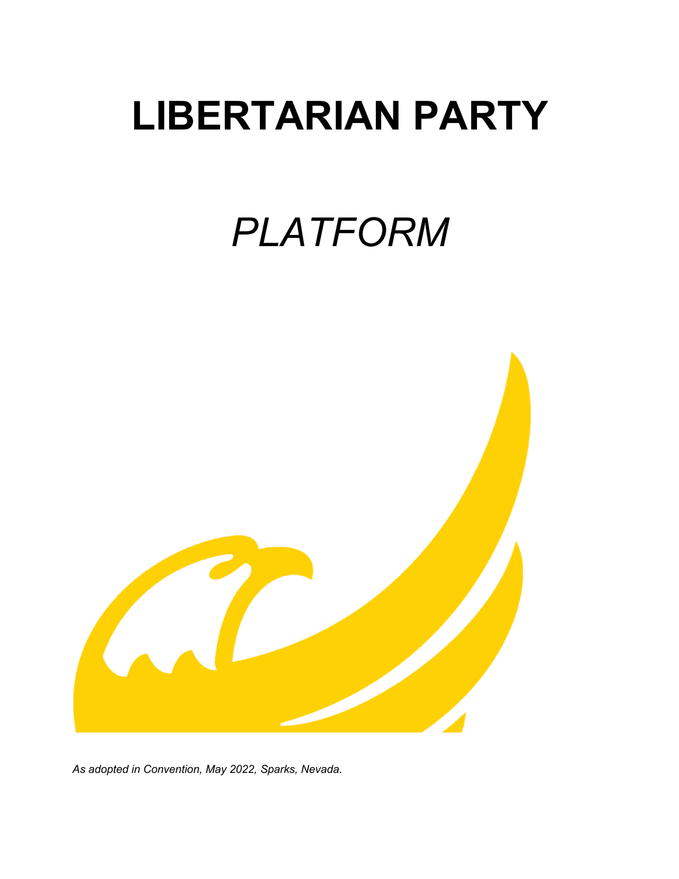# LIBERTARIAN PARTY

## *PLATFORM*

*As adopted in Convention, May 2022, Sparks, Nevada.*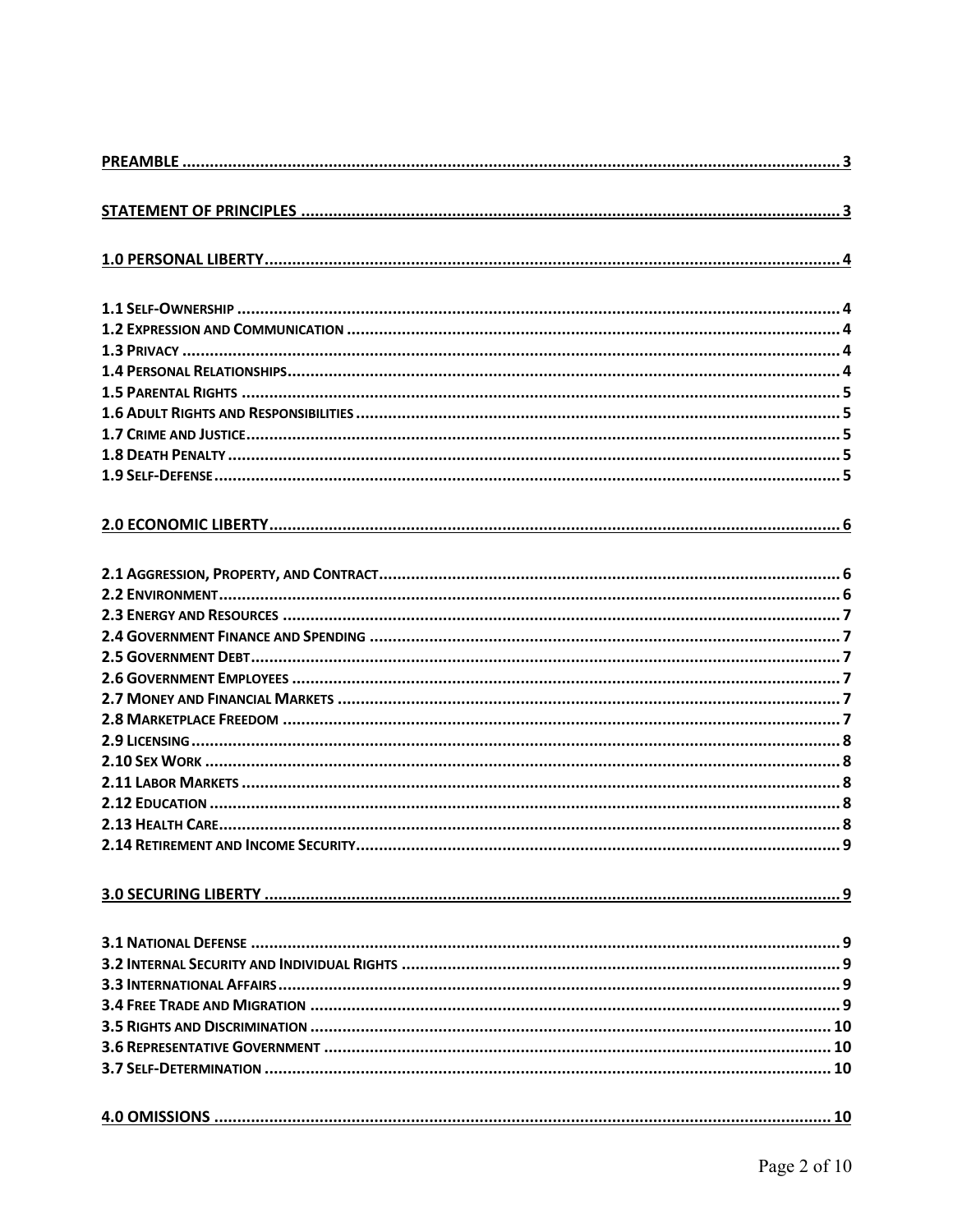PREAMBLE ..... 3

STATEMENT OF PRINCIPLES ..... 3

1.0 PERSONAL LIBERTY ..... 4

1.1 SELF-OWNERSHIP ..... 4
1.2 EXPRESSION AND COMMUNICATION ..... 4
1.3 PRIVACY ..... 4
1.4 PERSONAL RELATIONSHIPS ..... 4
1.5 PARENTAL RIGHTS ..... 5
1.6 ADULT RIGHTS AND RESPONSIBILITIES ..... 5
1.7 CRIME AND JUSTICE ..... 5
1.8 DEATH PENALTY ..... 5
1.9 SELF-DEFENSE ..... 5

2.0 ECONOMIC LIBERTY ..... 6

2.1 AGGRESSION, PROPERTY, AND CONTRACT ..... 6
2.2 ENVIRONMENT ..... 6
2.3 ENERGY AND RESOURCES ..... 7
2.4 GOVERNMENT FINANCE AND SPENDING ..... 7
2.5 GOVERNMENT DEBT ..... 7
2.6 GOVERNMENT EMPLOYEES ..... 7
2.7 MONEY AND FINANCIAL MARKETS ..... 7
2.8 MARKETPLACE FREEDOM ..... 7
2.9 LICENSING ..... 8
2.10 SEX WORK ..... 8
2.11 LABOR MARKETS ..... 8
2.12 EDUCATION ..... 8
2.13 HEALTH CARE ..... 8
2.14 RETIREMENT AND INCOME SECURITY ..... 9

3.0 SECURING LIBERTY ..... 9

3.1 NATIONAL DEFENSE ..... 9
3.2 INTERNAL SECURITY AND INDIVIDUAL RIGHTS ..... 9
3.3 INTERNATIONAL AFFAIRS ..... 9
3.4 FREE TRADE AND MIGRATION ..... 9
3.5 RIGHTS AND DISCRIMINATION ..... 10
3.6 REPRESENTATIVE GOVERNMENT ..... 10
3.7 SELF-DETERMINATION ..... 10

4.0 OMISSIONS ..... 10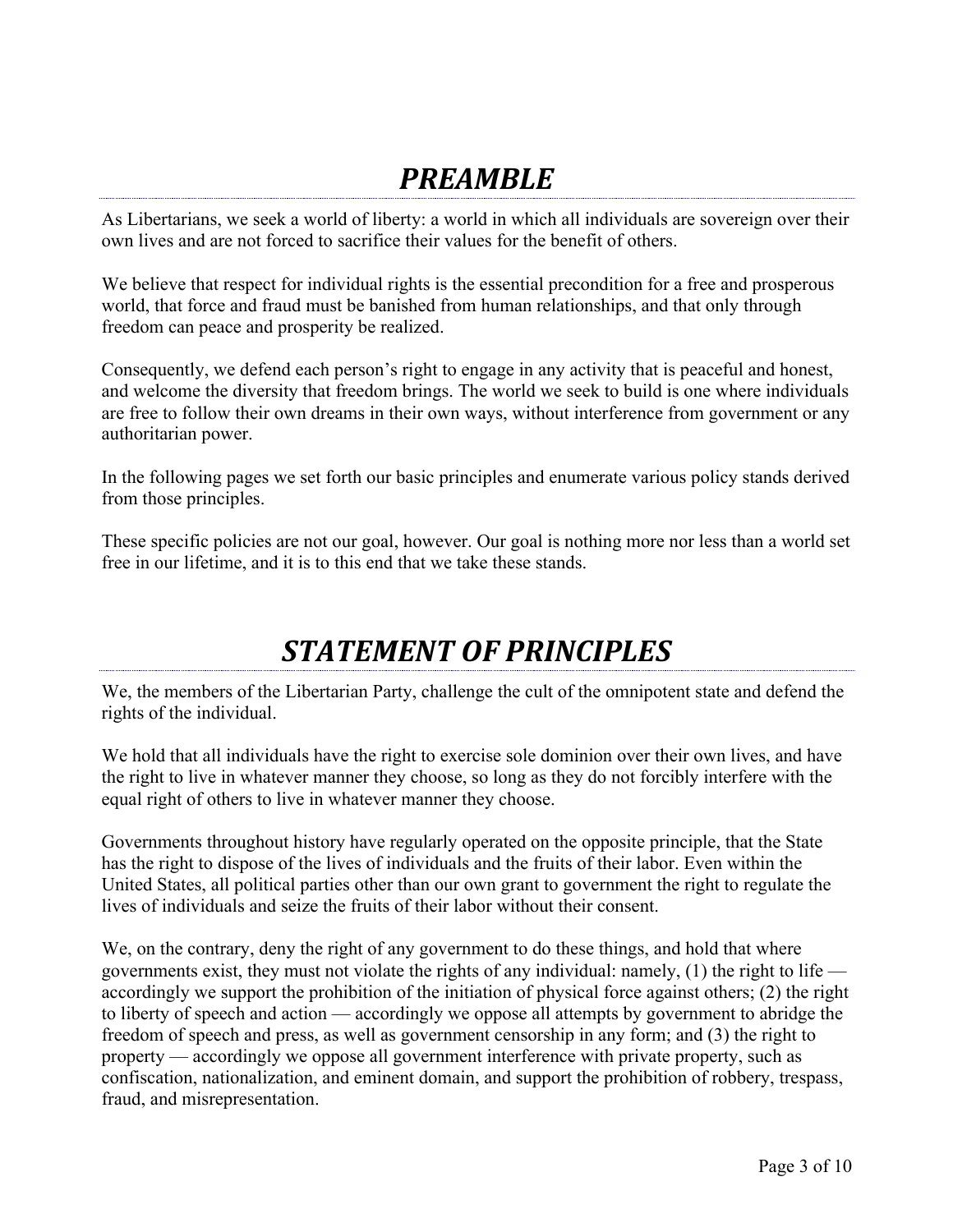# *PREAMBLE*

As Libertarians, we seek a world of liberty: a world in which all individuals are sovereign over their own lives and are not forced to sacrifice their values for the benefit of others.

We believe that respect for individual rights is the essential precondition for a free and prosperous world, that force and fraud must be banished from human relationships, and that only through freedom can peace and prosperity be realized.

Consequently, we defend each person's right to engage in any activity that is peaceful and honest, and welcome the diversity that freedom brings. The world we seek to build is one where individuals are free to follow their own dreams in their own ways, without interference from government or any authoritarian power.

In the following pages we set forth our basic principles and enumerate various policy stands derived from those principles.

These specific policies are not our goal, however. Our goal is nothing more nor less than a world set free in our lifetime, and it is to this end that we take these stands.

# *STATEMENT OF PRINCIPLES*

We, the members of the Libertarian Party, challenge the cult of the omnipotent state and defend the rights of the individual.

We hold that all individuals have the right to exercise sole dominion over their own lives, and have the right to live in whatever manner they choose, so long as they do not forcibly interfere with the equal right of others to live in whatever manner they choose.

Governments throughout history have regularly operated on the opposite principle, that the State has the right to dispose of the lives of individuals and the fruits of their labor. Even within the United States, all political parties other than our own grant to government the right to regulate the lives of individuals and seize the fruits of their labor without their consent.

We, on the contrary, deny the right of any government to do these things, and hold that where governments exist, they must not violate the rights of any individual: namely, (1) the right to life — accordingly we support the prohibition of the initiation of physical force against others; (2) the right to liberty of speech and action — accordingly we oppose all attempts by government to abridge the freedom of speech and press, as well as government censorship in any form; and (3) the right to property — accordingly we oppose all government interference with private property, such as confiscation, nationalization, and eminent domain, and support the prohibition of robbery, trespass, fraud, and misrepresentation.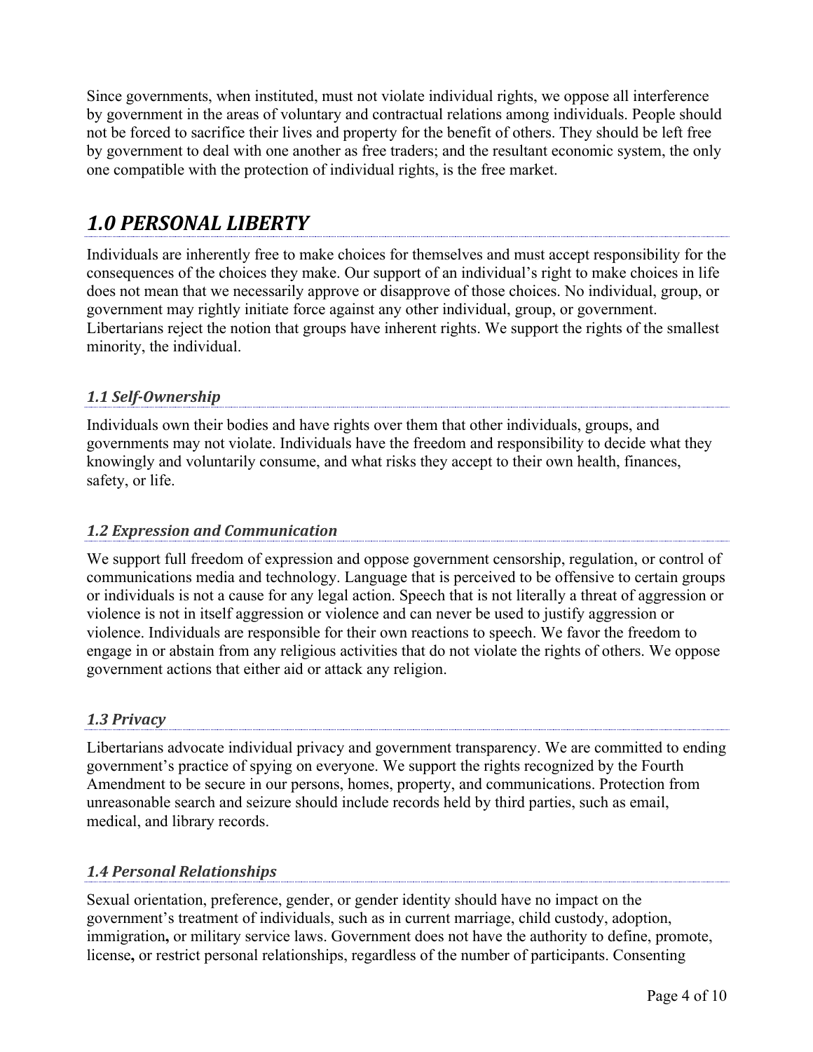Since governments, when instituted, must not violate individual rights, we oppose all interference by government in the areas of voluntary and contractual relations among individuals. People should not be forced to sacrifice their lives and property for the benefit of others. They should be left free by government to deal with one another as free traders; and the resultant economic system, the only one compatible with the protection of individual rights, is the free market.

# *1.0 PERSONAL LIBERTY*

Individuals are inherently free to make choices for themselves and must accept responsibility for the consequences of the choices they make. Our support of an individual's right to make choices in life does not mean that we necessarily approve or disapprove of those choices. No individual, group, or government may rightly initiate force against any other individual, group, or government. Libertarians reject the notion that groups have inherent rights. We support the rights of the smallest minority, the individual.

## *1.1 Self-Ownership*

Individuals own their bodies and have rights over them that other individuals, groups, and governments may not violate. Individuals have the freedom and responsibility to decide what they knowingly and voluntarily consume, and what risks they accept to their own health, finances, safety, or life.

## *1.2 Expression and Communication*

We support full freedom of expression and oppose government censorship, regulation, or control of communications media and technology. Language that is perceived to be offensive to certain groups or individuals is not a cause for any legal action. Speech that is not literally a threat of aggression or violence is not in itself aggression or violence and can never be used to justify aggression or violence. Individuals are responsible for their own reactions to speech. We favor the freedom to engage in or abstain from any religious activities that do not violate the rights of others. We oppose government actions that either aid or attack any religion.

## *1.3 Privacy*

Libertarians advocate individual privacy and government transparency. We are committed to ending government's practice of spying on everyone. We support the rights recognized by the Fourth Amendment to be secure in our persons, homes, property, and communications. Protection from unreasonable search and seizure should include records held by third parties, such as email, medical, and library records.

## *1.4 Personal Relationships*

Sexual orientation, preference, gender, or gender identity should have no impact on the government's treatment of individuals, such as in current marriage, child custody, adoption, immigration**,** or military service laws. Government does not have the authority to define, promote, license**,** or restrict personal relationships, regardless of the number of participants. Consenting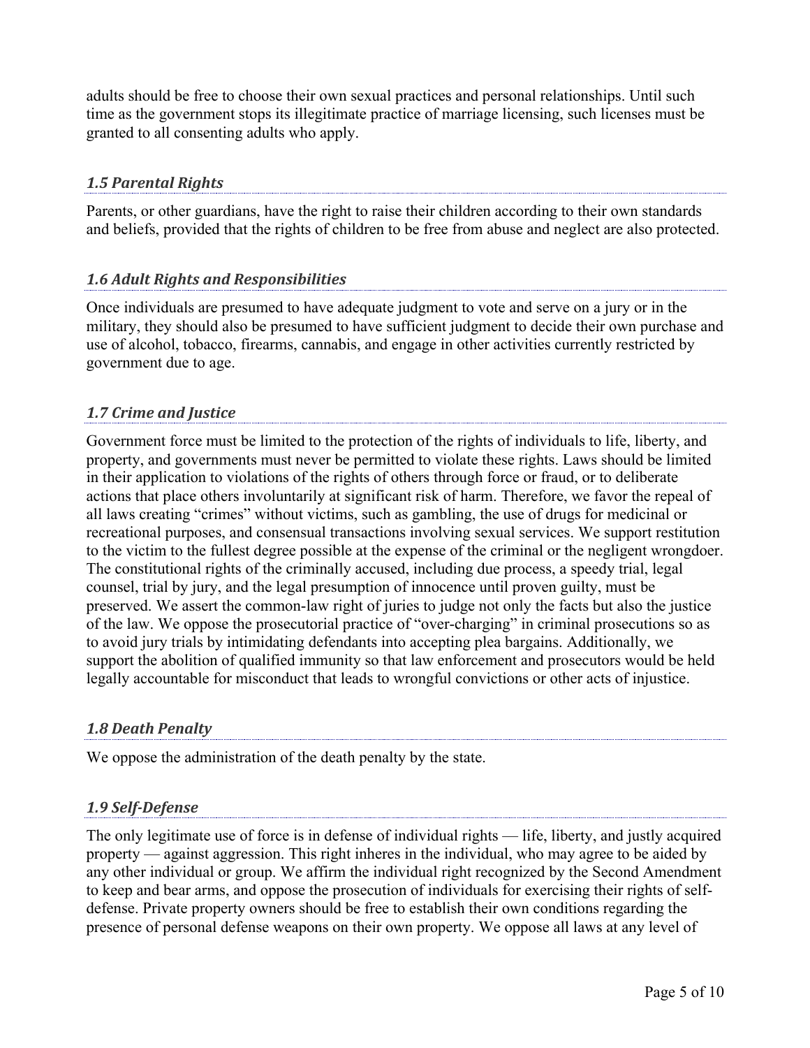adults should be free to choose their own sexual practices and personal relationships. Until such time as the government stops its illegitimate practice of marriage licensing, such licenses must be granted to all consenting adults who apply.

### *1.5 Parental Rights*

Parents, or other guardians, have the right to raise their children according to their own standards and beliefs, provided that the rights of children to be free from abuse and neglect are also protected.

### *1.6 Adult Rights and Responsibilities*

Once individuals are presumed to have adequate judgment to vote and serve on a jury or in the military, they should also be presumed to have sufficient judgment to decide their own purchase and use of alcohol, tobacco, firearms, cannabis, and engage in other activities currently restricted by government due to age.

### *1.7 Crime and Justice*

Government force must be limited to the protection of the rights of individuals to life, liberty, and property, and governments must never be permitted to violate these rights. Laws should be limited in their application to violations of the rights of others through force or fraud, or to deliberate actions that place others involuntarily at significant risk of harm. Therefore, we favor the repeal of all laws creating "crimes" without victims, such as gambling, the use of drugs for medicinal or recreational purposes, and consensual transactions involving sexual services. We support restitution to the victim to the fullest degree possible at the expense of the criminal or the negligent wrongdoer. The constitutional rights of the criminally accused, including due process, a speedy trial, legal counsel, trial by jury, and the legal presumption of innocence until proven guilty, must be preserved. We assert the common-law right of juries to judge not only the facts but also the justice of the law. We oppose the prosecutorial practice of "over-charging" in criminal prosecutions so as to avoid jury trials by intimidating defendants into accepting plea bargains. Additionally, we support the abolition of qualified immunity so that law enforcement and prosecutors would be held legally accountable for misconduct that leads to wrongful convictions or other acts of injustice.

### *1.8 Death Penalty*

We oppose the administration of the death penalty by the state.

### *1.9 Self-Defense*

The only legitimate use of force is in defense of individual rights — life, liberty, and justly acquired property — against aggression. This right inheres in the individual, who may agree to be aided by any other individual or group. We affirm the individual right recognized by the Second Amendment to keep and bear arms, and oppose the prosecution of individuals for exercising their rights of self-defense. Private property owners should be free to establish their own conditions regarding the presence of personal defense weapons on their own property. We oppose all laws at any level of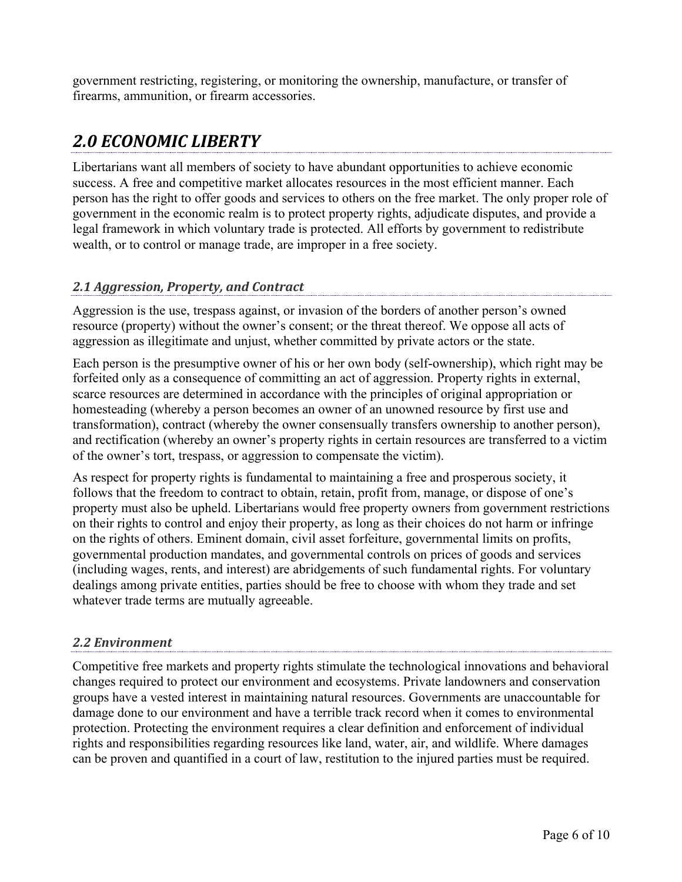government restricting, registering, or monitoring the ownership, manufacture, or transfer of firearms, ammunition, or firearm accessories.

## *2.0 ECONOMIC LIBERTY*

Libertarians want all members of society to have abundant opportunities to achieve economic success. A free and competitive market allocates resources in the most efficient manner. Each person has the right to offer goods and services to others on the free market. The only proper role of government in the economic realm is to protect property rights, adjudicate disputes, and provide a legal framework in which voluntary trade is protected. All efforts by government to redistribute wealth, or to control or manage trade, are improper in a free society.

### *2.1 Aggression, Property, and Contract*

Aggression is the use, trespass against, or invasion of the borders of another person's owned resource (property) without the owner's consent; or the threat thereof. We oppose all acts of aggression as illegitimate and unjust, whether committed by private actors or the state.

Each person is the presumptive owner of his or her own body (self-ownership), which right may be forfeited only as a consequence of committing an act of aggression. Property rights in external, scarce resources are determined in accordance with the principles of original appropriation or homesteading (whereby a person becomes an owner of an unowned resource by first use and transformation), contract (whereby the owner consensually transfers ownership to another person), and rectification (whereby an owner's property rights in certain resources are transferred to a victim of the owner's tort, trespass, or aggression to compensate the victim).

As respect for property rights is fundamental to maintaining a free and prosperous society, it follows that the freedom to contract to obtain, retain, profit from, manage, or dispose of one's property must also be upheld. Libertarians would free property owners from government restrictions on their rights to control and enjoy their property, as long as their choices do not harm or infringe on the rights of others. Eminent domain, civil asset forfeiture, governmental limits on profits, governmental production mandates, and governmental controls on prices of goods and services (including wages, rents, and interest) are abridgements of such fundamental rights. For voluntary dealings among private entities, parties should be free to choose with whom they trade and set whatever trade terms are mutually agreeable.

### *2.2 Environment*

Competitive free markets and property rights stimulate the technological innovations and behavioral changes required to protect our environment and ecosystems. Private landowners and conservation groups have a vested interest in maintaining natural resources. Governments are unaccountable for damage done to our environment and have a terrible track record when it comes to environmental protection. Protecting the environment requires a clear definition and enforcement of individual rights and responsibilities regarding resources like land, water, air, and wildlife. Where damages can be proven and quantified in a court of law, restitution to the injured parties must be required.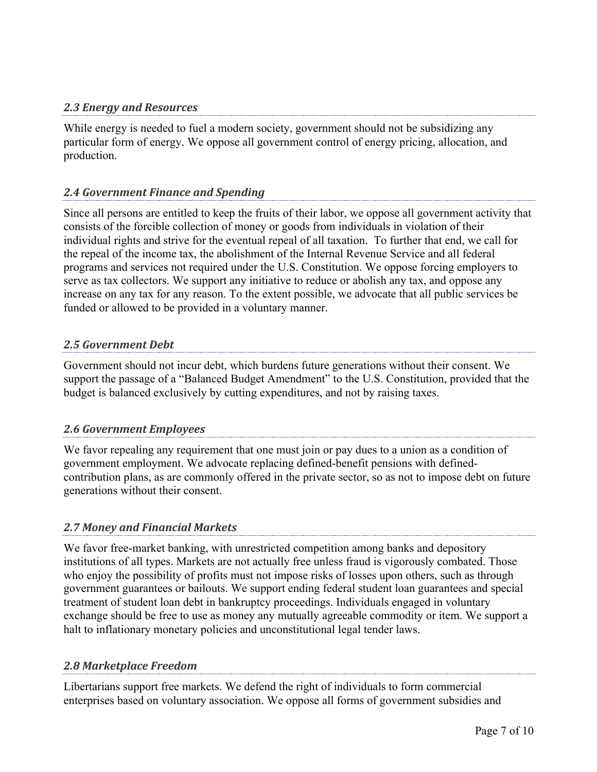### *2.3 Energy and Resources*

While energy is needed to fuel a modern society, government should not be subsidizing any particular form of energy. We oppose all government control of energy pricing, allocation, and production.

### *2.4 Government Finance and Spending*

Since all persons are entitled to keep the fruits of their labor, we oppose all government activity that consists of the forcible collection of money or goods from individuals in violation of their individual rights and strive for the eventual repeal of all taxation. To further that end, we call for the repeal of the income tax, the abolishment of the Internal Revenue Service and all federal programs and services not required under the U.S. Constitution. We oppose forcing employers to serve as tax collectors. We support any initiative to reduce or abolish any tax, and oppose any increase on any tax for any reason. To the extent possible, we advocate that all public services be funded or allowed to be provided in a voluntary manner.

### *2.5 Government Debt*

Government should not incur debt, which burdens future generations without their consent. We support the passage of a "Balanced Budget Amendment" to the U.S. Constitution, provided that the budget is balanced exclusively by cutting expenditures, and not by raising taxes.

### *2.6 Government Employees*

We favor repealing any requirement that one must join or pay dues to a union as a condition of government employment. We advocate replacing defined-benefit pensions with defined-contribution plans, as are commonly offered in the private sector, so as not to impose debt on future generations without their consent.

### *2.7 Money and Financial Markets*

We favor free-market banking, with unrestricted competition among banks and depository institutions of all types. Markets are not actually free unless fraud is vigorously combated. Those who enjoy the possibility of profits must not impose risks of losses upon others, such as through government guarantees or bailouts. We support ending federal student loan guarantees and special treatment of student loan debt in bankruptcy proceedings. Individuals engaged in voluntary exchange should be free to use as money any mutually agreeable commodity or item. We support a halt to inflationary monetary policies and unconstitutional legal tender laws.

### *2.8 Marketplace Freedom*

Libertarians support free markets. We defend the right of individuals to form commercial enterprises based on voluntary association. We oppose all forms of government subsidies and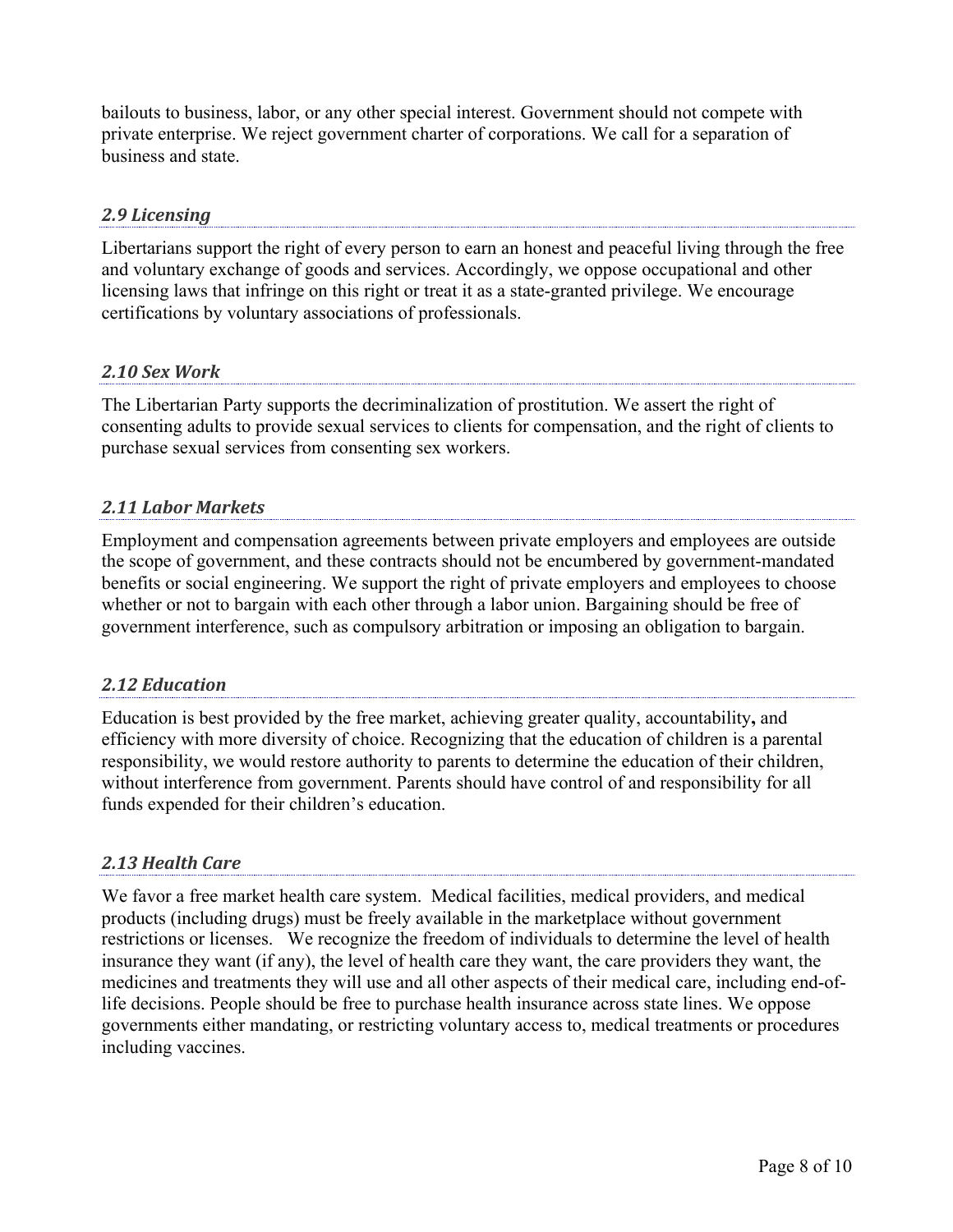bailouts to business, labor, or any other special interest. Government should not compete with private enterprise. We reject government charter of corporations. We call for a separation of business and state.

### *2.9 Licensing*

Libertarians support the right of every person to earn an honest and peaceful living through the free and voluntary exchange of goods and services. Accordingly, we oppose occupational and other licensing laws that infringe on this right or treat it as a state-granted privilege. We encourage certifications by voluntary associations of professionals.

### *2.10 Sex Work*

The Libertarian Party supports the decriminalization of prostitution. We assert the right of consenting adults to provide sexual services to clients for compensation, and the right of clients to purchase sexual services from consenting sex workers.

### *2.11 Labor Markets*

Employment and compensation agreements between private employers and employees are outside the scope of government, and these contracts should not be encumbered by government-mandated benefits or social engineering. We support the right of private employers and employees to choose whether or not to bargain with each other through a labor union. Bargaining should be free of government interference, such as compulsory arbitration or imposing an obligation to bargain.

### *2.12 Education*

Education is best provided by the free market, achieving greater quality, accountability**,** and efficiency with more diversity of choice. Recognizing that the education of children is a parental responsibility, we would restore authority to parents to determine the education of their children, without interference from government. Parents should have control of and responsibility for all funds expended for their children's education.

### *2.13 Health Care*

We favor a free market health care system. Medical facilities, medical providers, and medical products (including drugs) must be freely available in the marketplace without government restrictions or licenses. We recognize the freedom of individuals to determine the level of health insurance they want (if any), the level of health care they want, the care providers they want, the medicines and treatments they will use and all other aspects of their medical care, including end-of-life decisions. People should be free to purchase health insurance across state lines. We oppose governments either mandating, or restricting voluntary access to, medical treatments or procedures including vaccines.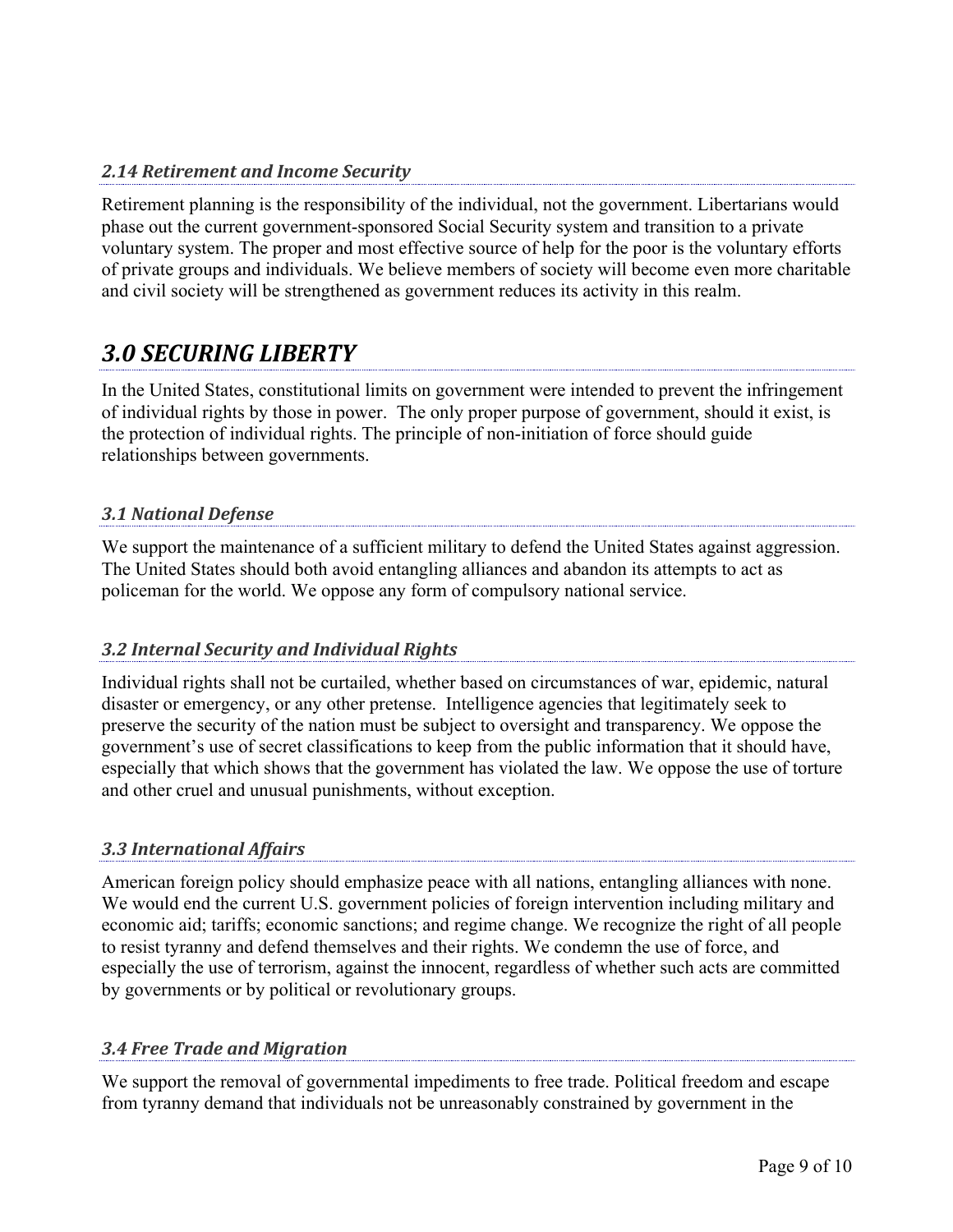### *2.14 Retirement and Income Security*

Retirement planning is the responsibility of the individual, not the government. Libertarians would phase out the current government-sponsored Social Security system and transition to a private voluntary system. The proper and most effective source of help for the poor is the voluntary efforts of private groups and individuals. We believe members of society will become even more charitable and civil society will be strengthened as government reduces its activity in this realm.

## *3.0 SECURING LIBERTY*

In the United States, constitutional limits on government were intended to prevent the infringement of individual rights by those in power. The only proper purpose of government, should it exist, is the protection of individual rights. The principle of non-initiation of force should guide relationships between governments.

### *3.1 National Defense*

We support the maintenance of a sufficient military to defend the United States against aggression. The United States should both avoid entangling alliances and abandon its attempts to act as policeman for the world. We oppose any form of compulsory national service.

### *3.2 Internal Security and Individual Rights*

Individual rights shall not be curtailed, whether based on circumstances of war, epidemic, natural disaster or emergency, or any other pretense. Intelligence agencies that legitimately seek to preserve the security of the nation must be subject to oversight and transparency. We oppose the government's use of secret classifications to keep from the public information that it should have, especially that which shows that the government has violated the law. We oppose the use of torture and other cruel and unusual punishments, without exception.

### *3.3 International Affairs*

American foreign policy should emphasize peace with all nations, entangling alliances with none. We would end the current U.S. government policies of foreign intervention including military and economic aid; tariffs; economic sanctions; and regime change. We recognize the right of all people to resist tyranny and defend themselves and their rights. We condemn the use of force, and especially the use of terrorism, against the innocent, regardless of whether such acts are committed by governments or by political or revolutionary groups.

### *3.4 Free Trade and Migration*

We support the removal of governmental impediments to free trade. Political freedom and escape from tyranny demand that individuals not be unreasonably constrained by government in the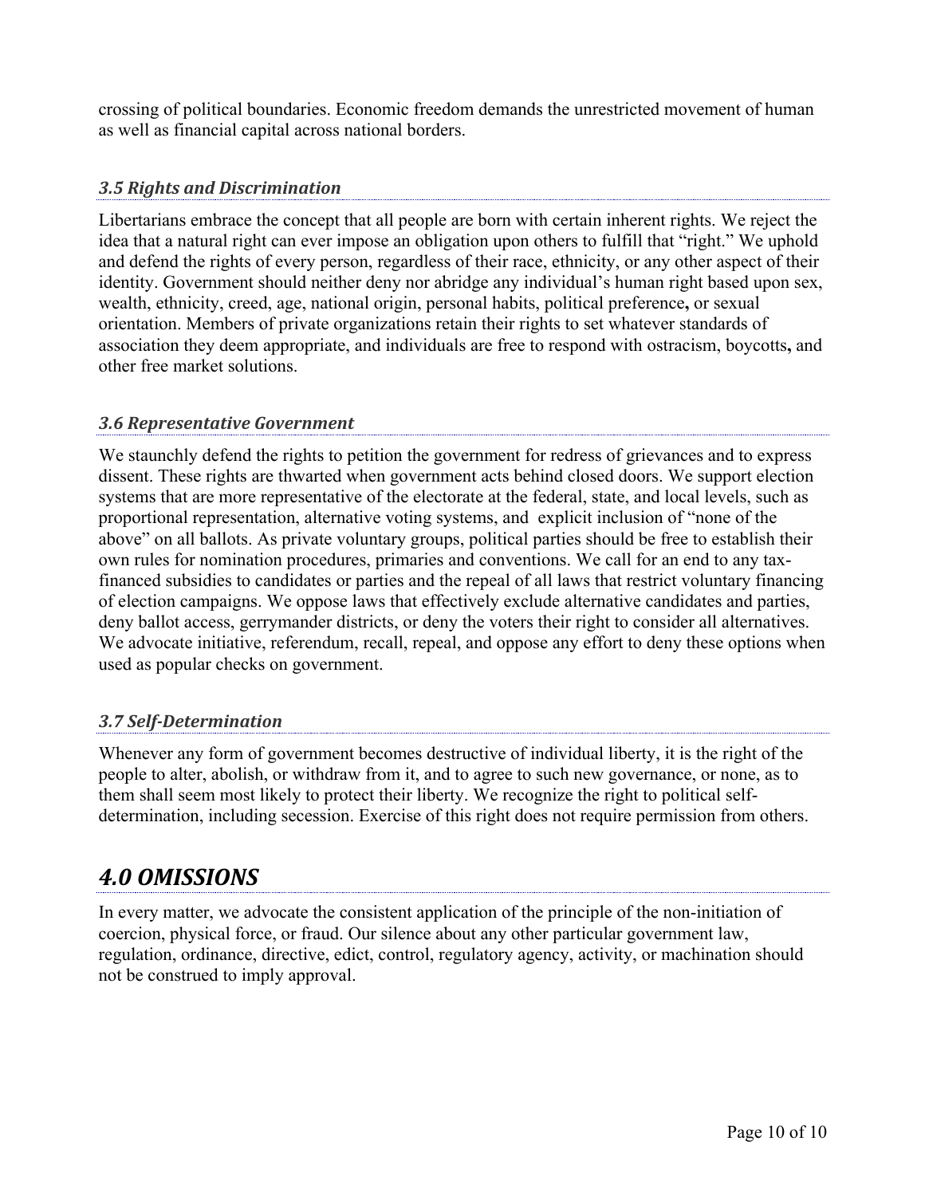crossing of political boundaries. Economic freedom demands the unrestricted movement of human as well as financial capital across national borders.

### *3.5 Rights and Discrimination*

Libertarians embrace the concept that all people are born with certain inherent rights. We reject the idea that a natural right can ever impose an obligation upon others to fulfill that "right." We uphold and defend the rights of every person, regardless of their race, ethnicity, or any other aspect of their identity. Government should neither deny nor abridge any individual's human right based upon sex, wealth, ethnicity, creed, age, national origin, personal habits, political preference**,** or sexual orientation. Members of private organizations retain their rights to set whatever standards of association they deem appropriate, and individuals are free to respond with ostracism, boycotts**,** and other free market solutions.

### *3.6 Representative Government*

We staunchly defend the rights to petition the government for redress of grievances and to express dissent. These rights are thwarted when government acts behind closed doors. We support election systems that are more representative of the electorate at the federal, state, and local levels, such as proportional representation, alternative voting systems, and explicit inclusion of "none of the above" on all ballots. As private voluntary groups, political parties should be free to establish their own rules for nomination procedures, primaries and conventions. We call for an end to any tax-financed subsidies to candidates or parties and the repeal of all laws that restrict voluntary financing of election campaigns. We oppose laws that effectively exclude alternative candidates and parties, deny ballot access, gerrymander districts, or deny the voters their right to consider all alternatives. We advocate initiative, referendum, recall, repeal, and oppose any effort to deny these options when used as popular checks on government.

### *3.7 Self-Determination*

Whenever any form of government becomes destructive of individual liberty, it is the right of the people to alter, abolish, or withdraw from it, and to agree to such new governance, or none, as to them shall seem most likely to protect their liberty. We recognize the right to political self-determination, including secession. Exercise of this right does not require permission from others.

## *4.0 OMISSIONS*

In every matter, we advocate the consistent application of the principle of the non-initiation of coercion, physical force, or fraud. Our silence about any other particular government law, regulation, ordinance, directive, edict, control, regulatory agency, activity, or machination should not be construed to imply approval.